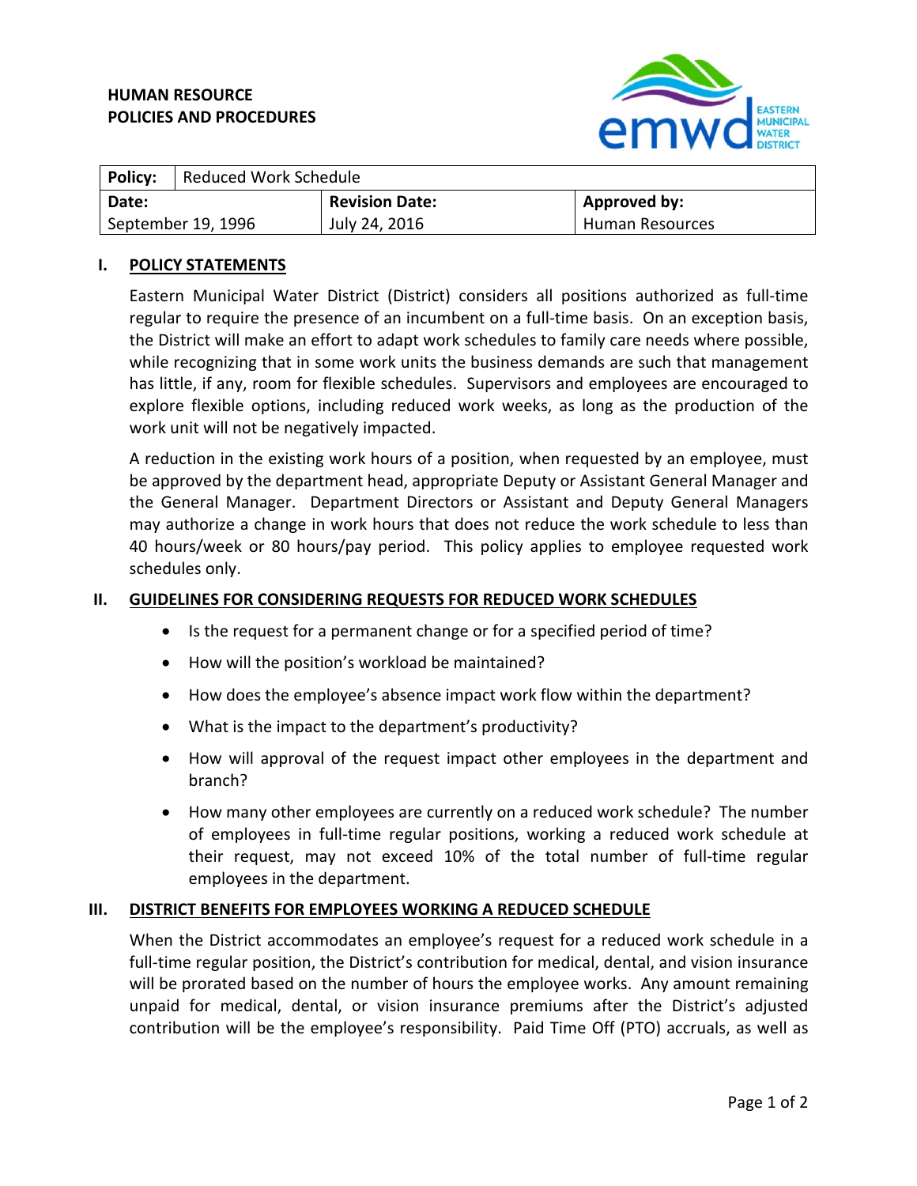**HUMAN RESOURCE**
**POLICIES AND PROCEDURES**

| **Policy:** | Reduced Work Schedule | |
|---|---|---|
| **Date:** | **Revision Date:** | **Approved by:** |
| September 19, 1996 | July 24, 2016 | Human Resources |

## I. POLICY STATEMENTS

Eastern Municipal Water District (District) considers all positions authorized as full-time regular to require the presence of an incumbent on a full-time basis. On an exception basis, the District will make an effort to adapt work schedules to family care needs where possible, while recognizing that in some work units the business demands are such that management has little, if any, room for flexible schedules. Supervisors and employees are encouraged to explore flexible options, including reduced work weeks, as long as the production of the work unit will not be negatively impacted.

A reduction in the existing work hours of a position, when requested by an employee, must be approved by the department head, appropriate Deputy or Assistant General Manager and the General Manager. Department Directors or Assistant and Deputy General Managers may authorize a change in work hours that does not reduce the work schedule to less than 40 hours/week or 80 hours/pay period. This policy applies to employee requested work schedules only.

## II. GUIDELINES FOR CONSIDERING REQUESTS FOR REDUCED WORK SCHEDULES

- Is the request for a permanent change or for a specified period of time?
- How will the position's workload be maintained?
- How does the employee's absence impact work flow within the department?
- What is the impact to the department's productivity?
- How will approval of the request impact other employees in the department and branch?
- How many other employees are currently on a reduced work schedule? The number of employees in full-time regular positions, working a reduced work schedule at their request, may not exceed 10% of the total number of full-time regular employees in the department.

## III. DISTRICT BENEFITS FOR EMPLOYEES WORKING A REDUCED SCHEDULE

When the District accommodates an employee's request for a reduced work schedule in a full-time regular position, the District's contribution for medical, dental, and vision insurance will be prorated based on the number of hours the employee works. Any amount remaining unpaid for medical, dental, or vision insurance premiums after the District's adjusted contribution will be the employee's responsibility. Paid Time Off (PTO) accruals, as well as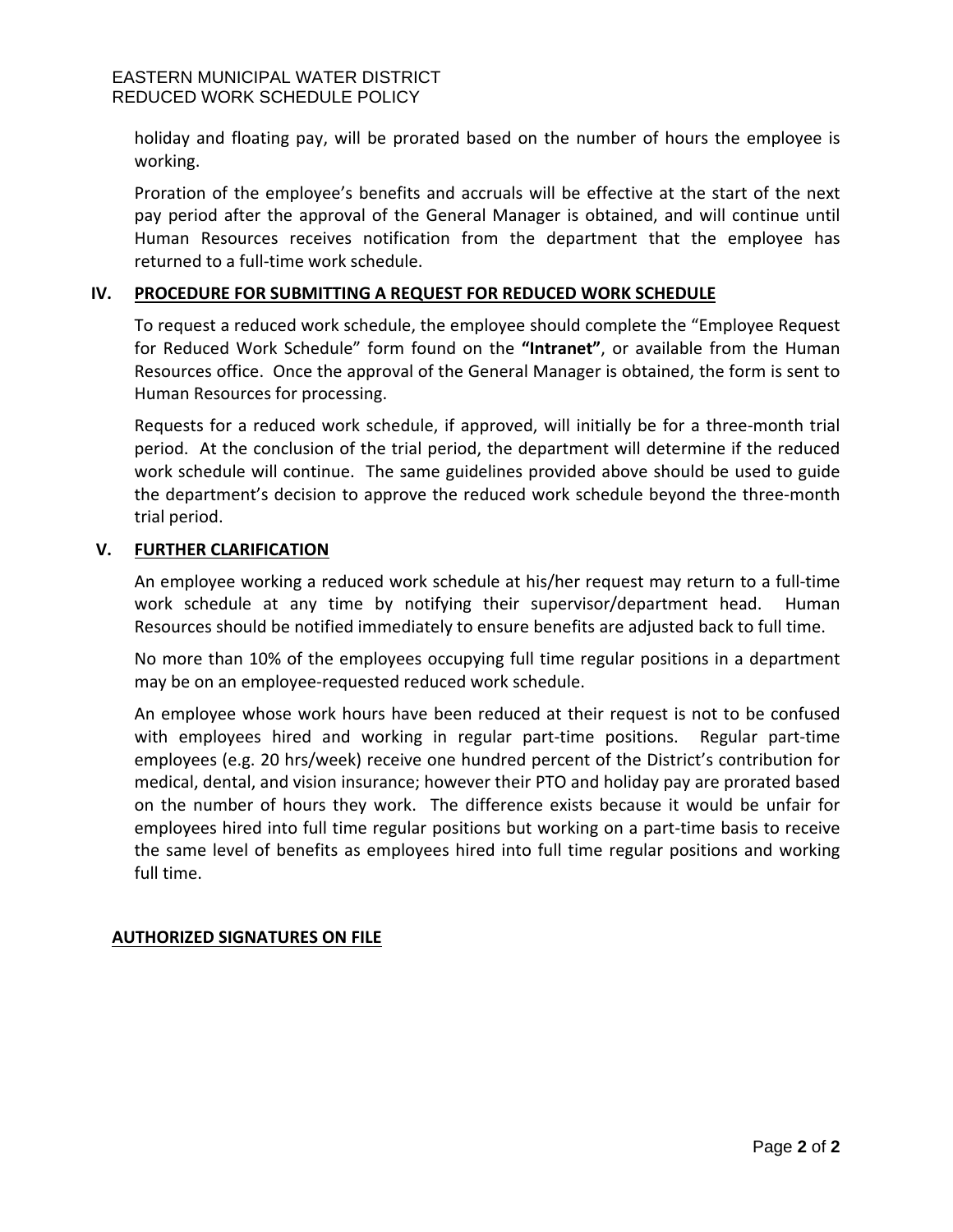holiday and floating pay, will be prorated based on the number of hours the employee is working.

Proration of the employee's benefits and accruals will be effective at the start of the next pay period after the approval of the General Manager is obtained, and will continue until Human Resources receives notification from the department that the employee has returned to a full-time work schedule.

## IV. PROCEDURE FOR SUBMITTING A REQUEST FOR REDUCED WORK SCHEDULE

To request a reduced work schedule, the employee should complete the "Employee Request for Reduced Work Schedule" form found on the **"Intranet"**, or available from the Human Resources office. Once the approval of the General Manager is obtained, the form is sent to Human Resources for processing.

Requests for a reduced work schedule, if approved, will initially be for a three-month trial period. At the conclusion of the trial period, the department will determine if the reduced work schedule will continue. The same guidelines provided above should be used to guide the department's decision to approve the reduced work schedule beyond the three-month trial period.

## V. FURTHER CLARIFICATION

An employee working a reduced work schedule at his/her request may return to a full-time work schedule at any time by notifying their supervisor/department head. Human Resources should be notified immediately to ensure benefits are adjusted back to full time.

No more than 10% of the employees occupying full time regular positions in a department may be on an employee-requested reduced work schedule.

An employee whose work hours have been reduced at their request is not to be confused with employees hired and working in regular part-time positions. Regular part-time employees (e.g. 20 hrs/week) receive one hundred percent of the District's contribution for medical, dental, and vision insurance; however their PTO and holiday pay are prorated based on the number of hours they work. The difference exists because it would be unfair for employees hired into full time regular positions but working on a part-time basis to receive the same level of benefits as employees hired into full time regular positions and working full time.

**AUTHORIZED SIGNATURES ON FILE**